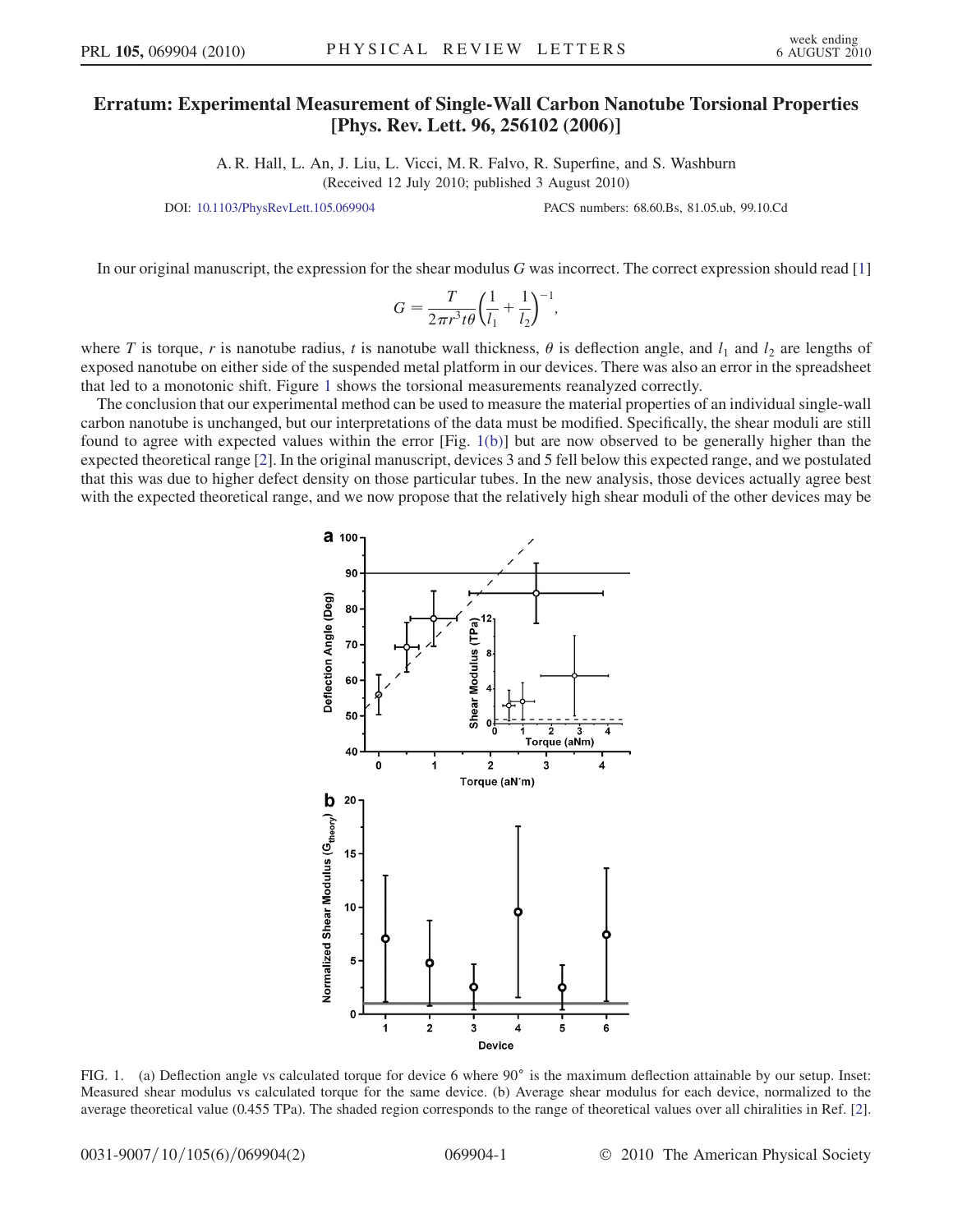# Erratum: Experimental Measurement of Single-Wall Carbon Nanotube Torsional Properties [Phys. Rev. Lett. 96, 256102 (2006)]

A. R. Hall, L. An, J. Liu, L. Vicci, M. R. Falvo, R. Superfine, and S. Washburn

(Received 12 July 2010; published 3 August 2010)

DOI: 10.1103/PhysRevLett.105.069904 PACS numbers: 68.60.Bs, 81.05.ub, 99.10.Cd

In our original manuscript, the expression for the shear modulus $G$ was incorrect. The correct expression should read [1]

$$G = \frac{T}{2\pi r^3 t\theta}\left(\frac{1}{l_1} + \frac{1}{l_2}\right)^{-1},$$

where $T$ is torque, $r$ is nanotube radius, $t$ is nanotube wall thickness, $\theta$ is deflection angle, and $l_1$ and $l_2$ are lengths of exposed nanotube on either side of the suspended metal platform in our devices. There was also an error in the spreadsheet that led to a monotonic shift. Figure 1 shows the torsional measurements reanalyzed correctly.

The conclusion that our experimental method can be used to measure the material properties of an individual single-wall carbon nanotube is unchanged, but our interpretations of the data must be modified. Specifically, the shear moduli are still found to agree with expected values within the error [Fig. 1(b)] but are now observed to be generally higher than the expected theoretical range [2]. In the original manuscript, devices 3 and 5 fell below this expected range, and we postulated that this was due to higher defect density on those particular tubes. In the new analysis, those devices actually agree best with the expected theoretical range, and we now propose that the relatively high shear moduli of the other devices may be

FIG. 1. (a) Deflection angle vs calculated torque for device 6 where 90° is the maximum deflection attainable by our setup. Inset: Measured shear modulus vs calculated torque for the same device. (b) Average shear modulus for each device, normalized to the average theoretical value (0.455 TPa). The shaded region corresponds to the range of theoretical values over all chiralities in Ref. [2].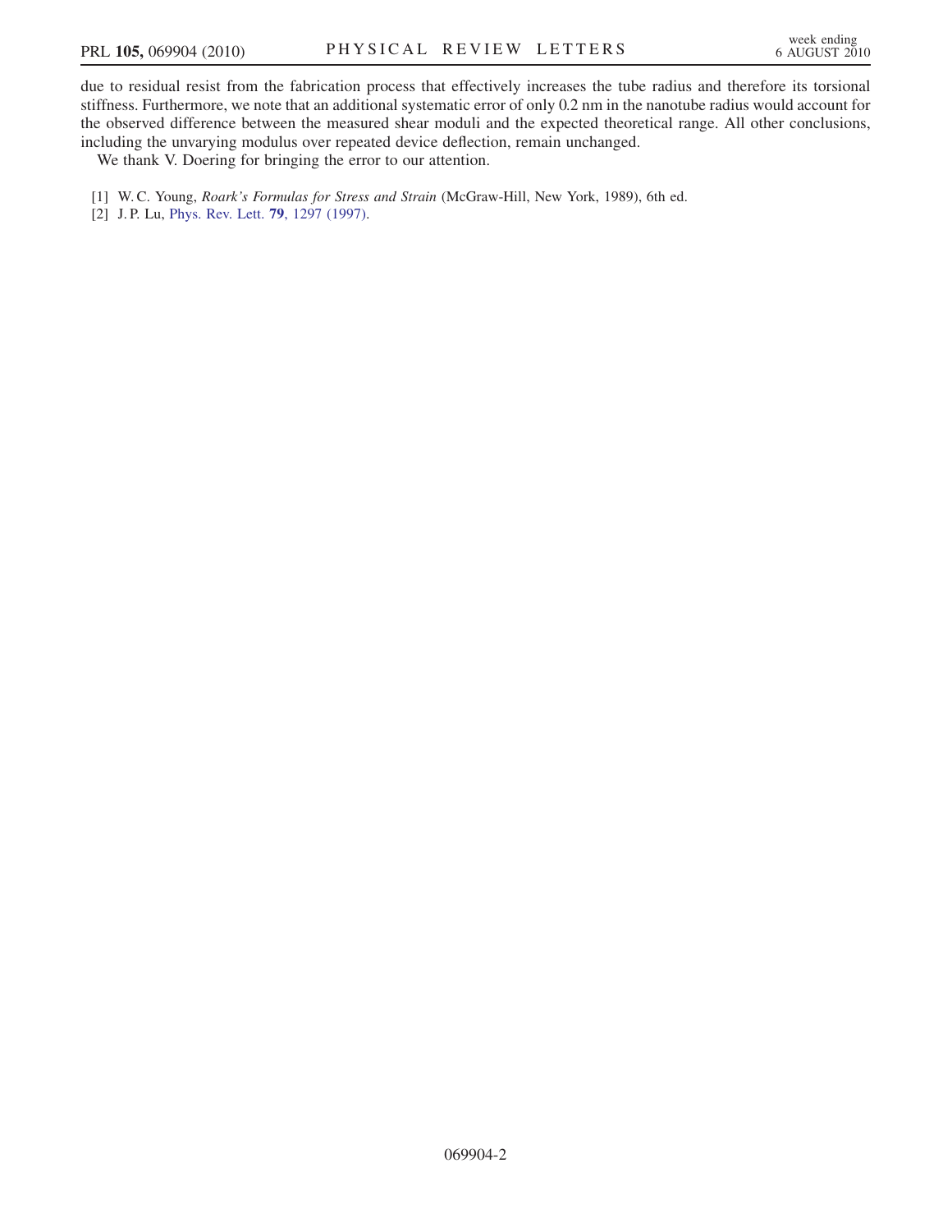due to residual resist from the fabrication process that effectively increases the tube radius and therefore its torsional stiffness. Furthermore, we note that an additional systematic error of only 0.2 nm in the nanotube radius would account for the observed difference between the measured shear moduli and the expected theoretical range. All other conclusions, including the unvarying modulus over repeated device deflection, remain unchanged.

We thank V. Doering for bringing the error to our attention.

[1] W. C. Young, *Roark's Formulas for Stress and Strain* (McGraw-Hill, New York, 1989), 6th ed.

[2] J. P. Lu, Phys. Rev. Lett. **79**, 1297 (1997).